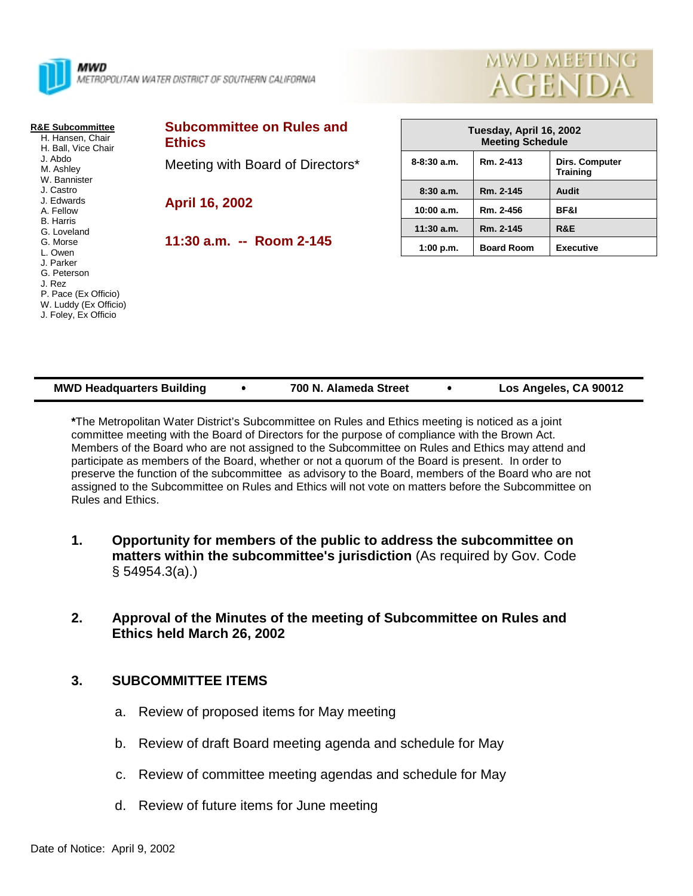**MWD**
METROPOLITAN WATER DISTRICT OF SOUTHERN CALIFORNIA

MWD MEETING AGENDA

**R&E Subcommittee**
H. Hansen, Chair
H. Ball, Vice Chair
J. Abdo
M. Ashley
W. Bannister
J. Castro
J. Edwards
A. Fellow
B. Harris
G. Loveland
G. Morse
L. Owen
J. Parker
G. Peterson
J. Rez
P. Pace (Ex Officio)
W. Luddy (Ex Officio)
J. Foley, Ex Officio

## Subcommittee on Rules and Ethics

Meeting with Board of Directors*

**April 16, 2002**

**11:30 a.m. -- Room 2-145**

| Tuesday, April 16, 2002 Meeting Schedule | | |
|---|---|---|
| 8-8:30 a.m. | Rm. 2-413 | Dirs. Computer Training |
| 8:30 a.m. | Rm. 2-145 | Audit |
| 10:00 a.m. | Rm. 2-456 | BF&I |
| 11:30 a.m. | Rm. 2-145 | R&E |
| 1:00 p.m. | Board Room | Executive |

**MWD Headquarters Building • 700 N. Alameda Street • Los Angeles, CA 90012**

**\***The Metropolitan Water District's Subcommittee on Rules and Ethics meeting is noticed as a joint committee meeting with the Board of Directors for the purpose of compliance with the Brown Act. Members of the Board who are not assigned to the Subcommittee on Rules and Ethics may attend and participate as members of the Board, whether or not a quorum of the Board is present. In order to preserve the function of the subcommittee as advisory to the Board, members of the Board who are not assigned to the Subcommittee on Rules and Ethics will not vote on matters before the Subcommittee on Rules and Ethics.

1. **Opportunity for members of the public to address the subcommittee on matters within the subcommittee's jurisdiction** (As required by Gov. Code § 54954.3(a).)

2. **Approval of the Minutes of the meeting of Subcommittee on Rules and Ethics held March 26, 2002**

3. **SUBCOMMITTEE ITEMS**

   a. Review of proposed items for May meeting

   b. Review of draft Board meeting agenda and schedule for May

   c. Review of committee meeting agendas and schedule for May

   d. Review of future items for June meeting

Date of Notice: April 9, 2002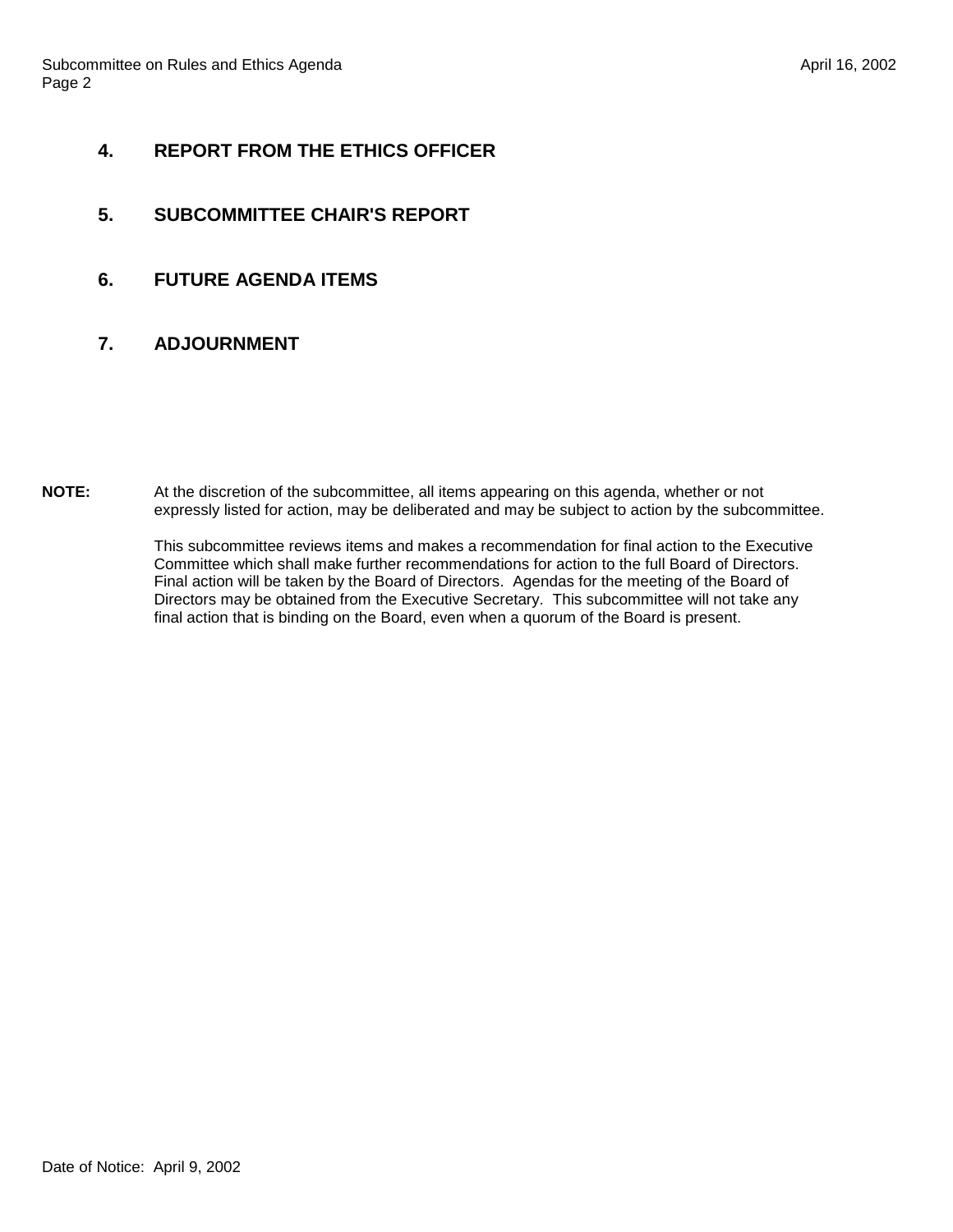**4. REPORT FROM THE ETHICS OFFICER**

**5. SUBCOMMITTEE CHAIR'S REPORT**

**6. FUTURE AGENDA ITEMS**

**7. ADJOURNMENT**

**NOTE:** At the discretion of the subcommittee, all items appearing on this agenda, whether or not expressly listed for action, may be deliberated and may be subject to action by the subcommittee.

This subcommittee reviews items and makes a recommendation for final action to the Executive Committee which shall make further recommendations for action to the full Board of Directors. Final action will be taken by the Board of Directors. Agendas for the meeting of the Board of Directors may be obtained from the Executive Secretary. This subcommittee will not take any final action that is binding on the Board, even when a quorum of the Board is present.

Date of Notice: April 9, 2002